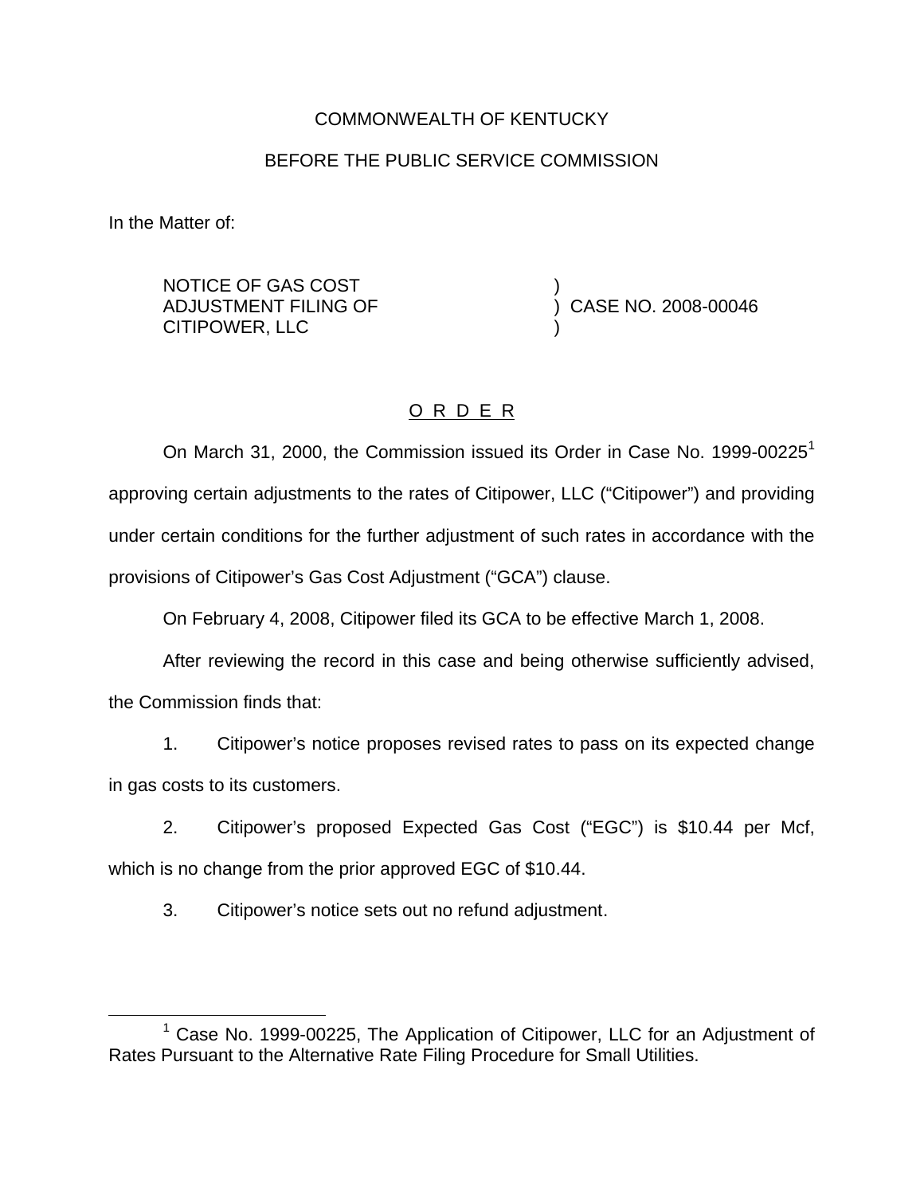COMMONWEALTH OF KENTUCKY

BEFORE THE PUBLIC SERVICE COMMISSION

In the Matter of:

| | | |
|---|---|---|
| NOTICE OF GAS COST ADJUSTMENT FILING OF CITIPOWER, LLC | ) ) ) | CASE NO. 2008-00046 |

## O R D E R

On March 31, 2000, the Commission issued its Order in Case No. 1999-00225[1] approving certain adjustments to the rates of Citipower, LLC ("Citipower") and providing under certain conditions for the further adjustment of such rates in accordance with the provisions of Citipower's Gas Cost Adjustment ("GCA") clause.

On February 4, 2008, Citipower filed its GCA to be effective March 1, 2008.

After reviewing the record in this case and being otherwise sufficiently advised, the Commission finds that:

1. Citipower's notice proposes revised rates to pass on its expected change in gas costs to its customers.

2. Citipower's proposed Expected Gas Cost ("EGC") is $10.44 per Mcf, which is no change from the prior approved EGC of $10.44.

3. Citipower's notice sets out no refund adjustment.

[1] Case No. 1999-00225, The Application of Citipower, LLC for an Adjustment of Rates Pursuant to the Alternative Rate Filing Procedure for Small Utilities.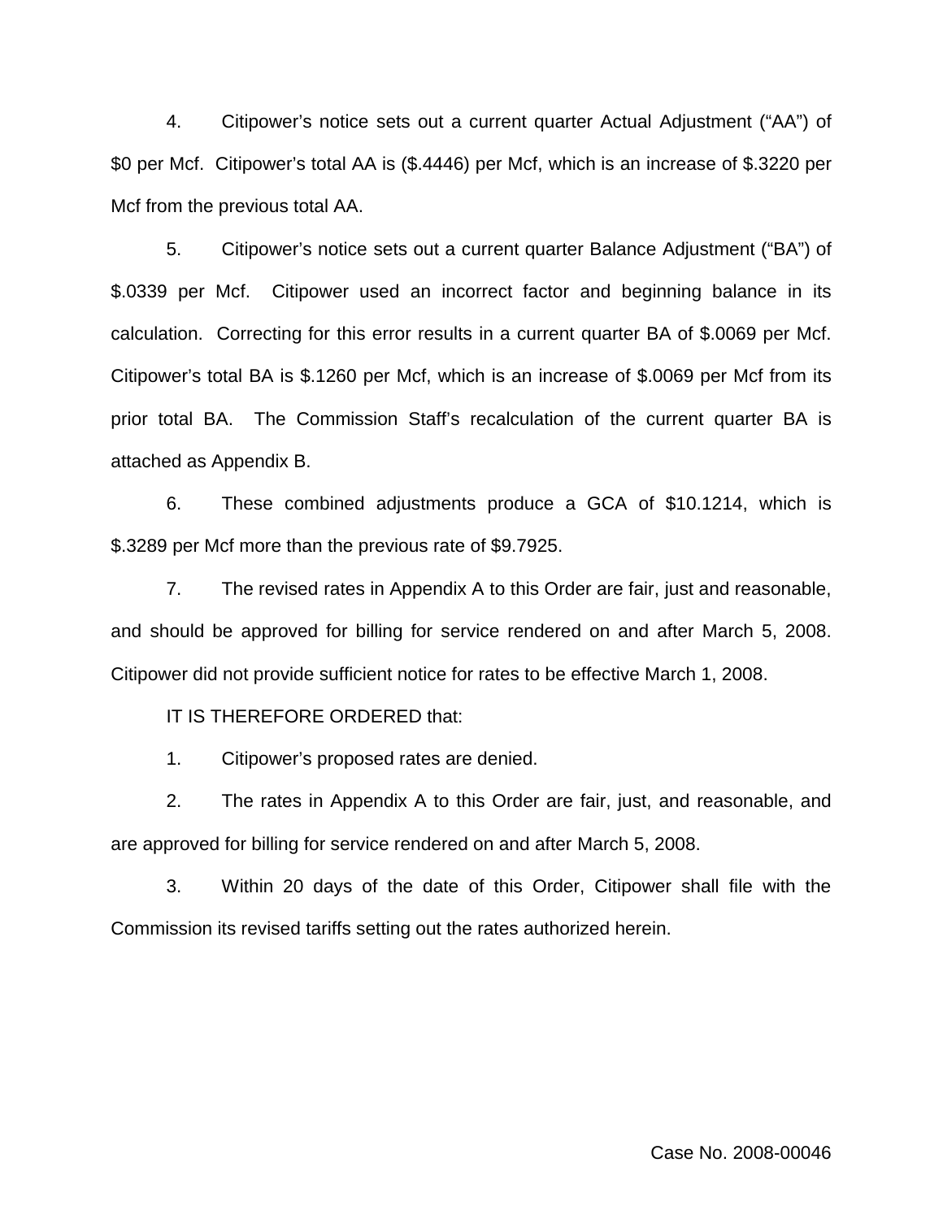4. Citipower's notice sets out a current quarter Actual Adjustment ("AA") of \$0 per Mcf. Citipower's total AA is (\$.4446) per Mcf, which is an increase of \$.3220 per Mcf from the previous total AA.

5. Citipower's notice sets out a current quarter Balance Adjustment ("BA") of \$.0339 per Mcf. Citipower used an incorrect factor and beginning balance in its calculation. Correcting for this error results in a current quarter BA of \$.0069 per Mcf. Citipower's total BA is \$.1260 per Mcf, which is an increase of \$.0069 per Mcf from its prior total BA. The Commission Staff's recalculation of the current quarter BA is attached as Appendix B.

6. These combined adjustments produce a GCA of \$10.1214, which is \$.3289 per Mcf more than the previous rate of \$9.7925.

7. The revised rates in Appendix A to this Order are fair, just and reasonable, and should be approved for billing for service rendered on and after March 5, 2008. Citipower did not provide sufficient notice for rates to be effective March 1, 2008.

IT IS THEREFORE ORDERED that:

1. Citipower's proposed rates are denied.

2. The rates in Appendix A to this Order are fair, just, and reasonable, and are approved for billing for service rendered on and after March 5, 2008.

3. Within 20 days of the date of this Order, Citipower shall file with the Commission its revised tariffs setting out the rates authorized herein.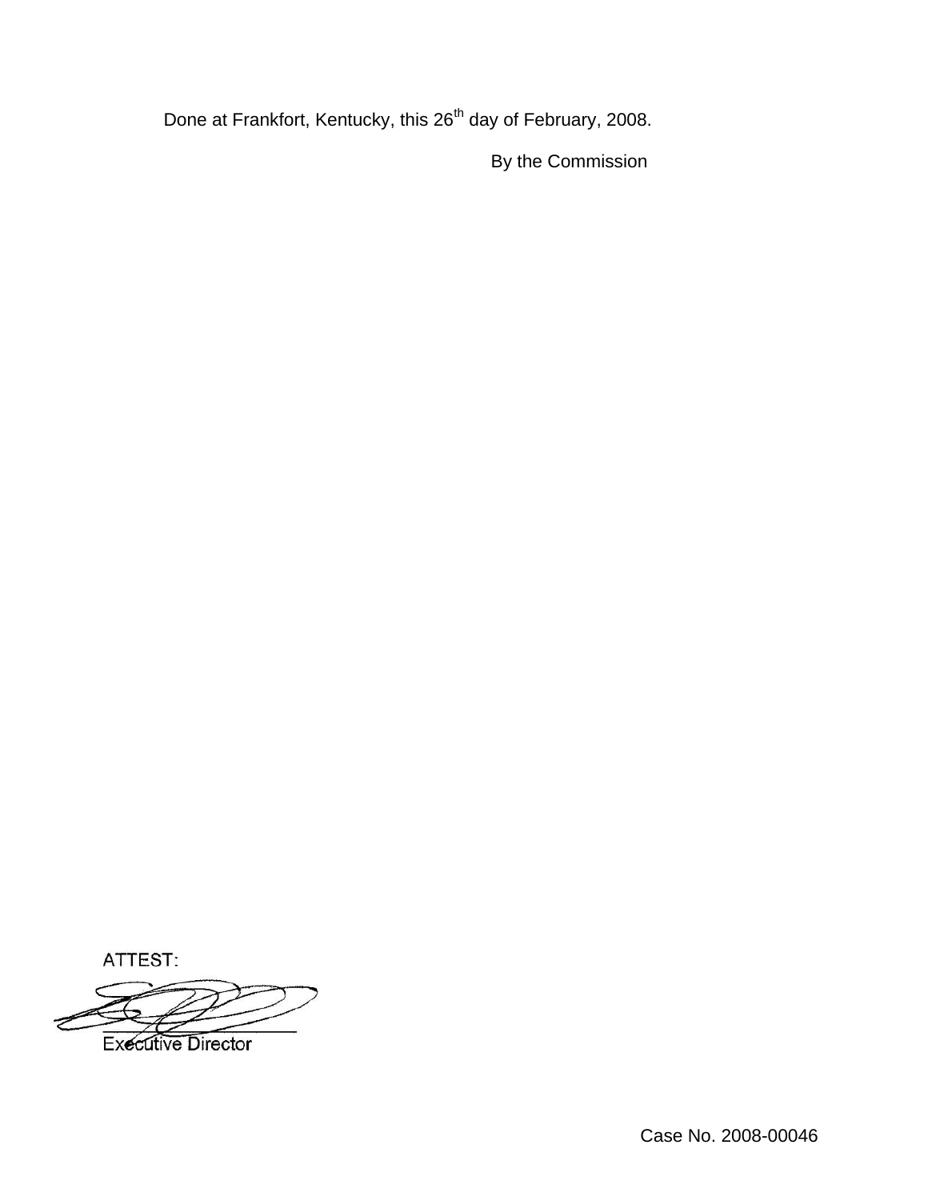Done at Frankfort, Kentucky, this 26th day of February, 2008.

By the Commission

ATTEST:

Executive Director

Case No. 2008-00046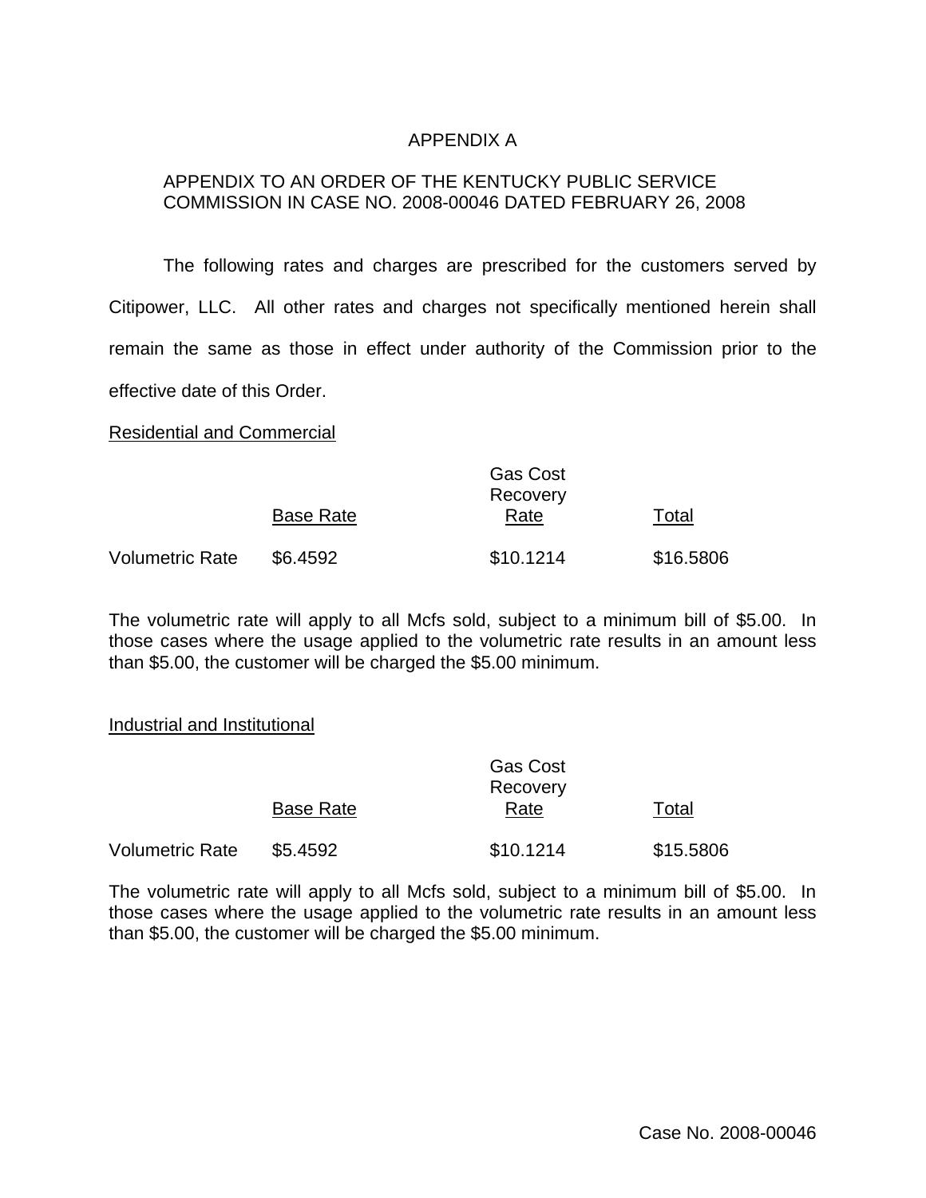# APPENDIX A

## APPENDIX TO AN ORDER OF THE KENTUCKY PUBLIC SERVICE COMMISSION IN CASE NO. 2008-00046 DATED FEBRUARY 26, 2008

The following rates and charges are prescribed for the customers served by Citipower, LLC. All other rates and charges not specifically mentioned herein shall remain the same as those in effect under authority of the Commission prior to the effective date of this Order.

Residential and Commercial

| | Base Rate | Gas Cost Recovery Rate | Total |
|---|---|---|---|
| Volumetric Rate | $6.4592 | $10.1214 | $16.5806 |

The volumetric rate will apply to all Mcfs sold, subject to a minimum bill of $5.00. In those cases where the usage applied to the volumetric rate results in an amount less than $5.00, the customer will be charged the $5.00 minimum.

Industrial and Institutional

| | Base Rate | Gas Cost Recovery Rate | Total |
|---|---|---|---|
| Volumetric Rate | $5.4592 | $10.1214 | $15.5806 |

The volumetric rate will apply to all Mcfs sold, subject to a minimum bill of $5.00. In those cases where the usage applied to the volumetric rate results in an amount less than $5.00, the customer will be charged the $5.00 minimum.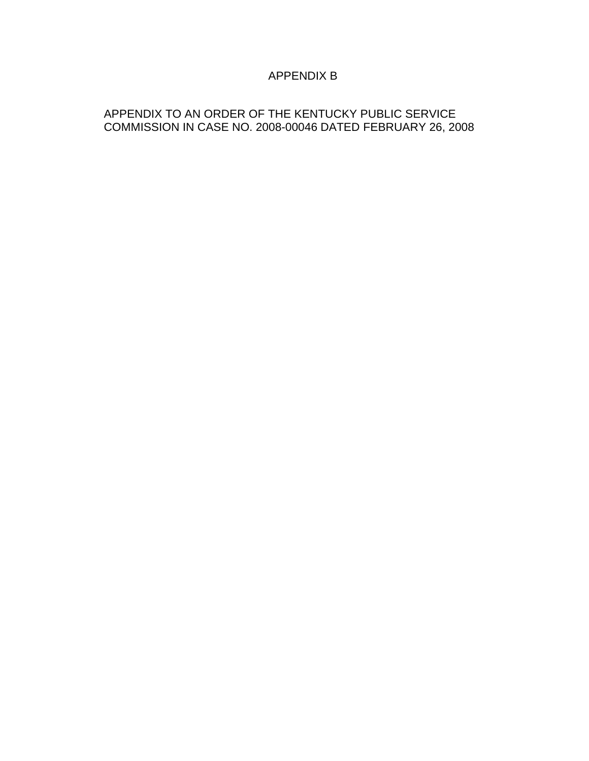APPENDIX B

APPENDIX TO AN ORDER OF THE KENTUCKY PUBLIC SERVICE COMMISSION IN CASE NO. 2008-00046 DATED FEBRUARY 26, 2008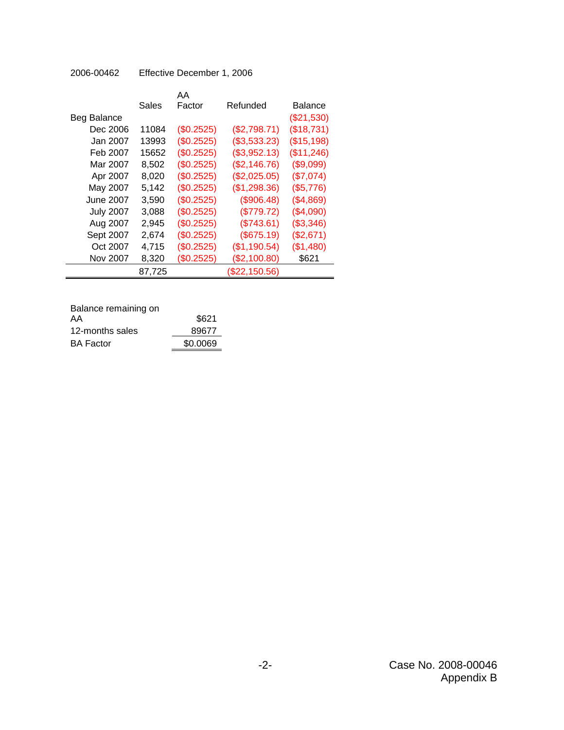2006-00462 Effective December 1, 2006

| | Sales | AA Factor | Refunded | Balance |
|---|---|---|---|---|
| Beg Balance | | | | ($21,530) |
| Dec 2006 | 11084 | ($0.2525) | ($2,798.71) | ($18,731) |
| Jan 2007 | 13993 | ($0.2525) | ($3,533.23) | ($15,198) |
| Feb 2007 | 15652 | ($0.2525) | ($3,952.13) | ($11,246) |
| Mar 2007 | 8,502 | ($0.2525) | ($2,146.76) | ($9,099) |
| Apr 2007 | 8,020 | ($0.2525) | ($2,025.05) | ($7,074) |
| May 2007 | 5,142 | ($0.2525) | ($1,298.36) | ($5,776) |
| June 2007 | 3,590 | ($0.2525) | ($906.48) | ($4,869) |
| July 2007 | 3,088 | ($0.2525) | ($779.72) | ($4,090) |
| Aug 2007 | 2,945 | ($0.2525) | ($743.61) | ($3,346) |
| Sept 2007 | 2,674 | ($0.2525) | ($675.19) | ($2,671) |
| Oct 2007 | 4,715 | ($0.2525) | ($1,190.54) | ($1,480) |
| Nov 2007 | 8,320 | ($0.2525) | ($2,100.80) | $621 |
| | 87,725 | | ($22,150.56) | |

| | |
|---|---|
| Balance remaining on AA | $621 |
| 12-months sales | 89677 |
| BA Factor | $0.0069 |

Case No. 2008-00046
Appendix B